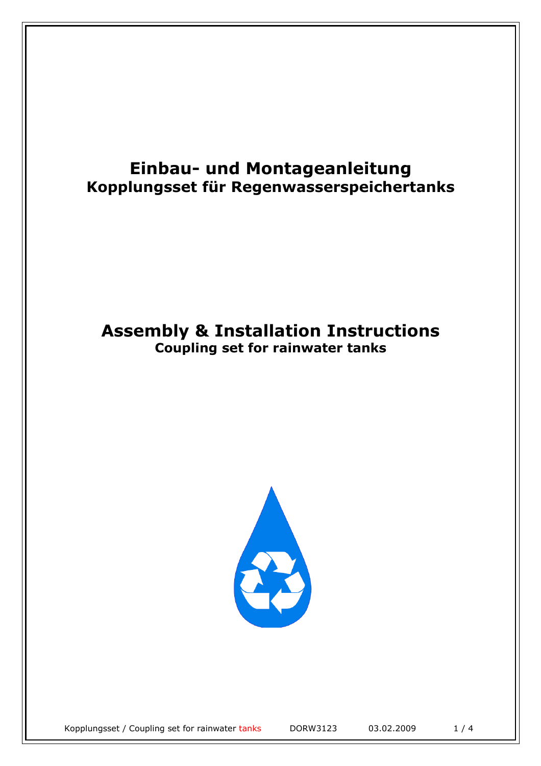# Einbau- und Montageanleitung

## Kopplungsset für Regenwasserspeichertanks

# Assembly & Installation Instructions

## Coupling set for rainwater tanks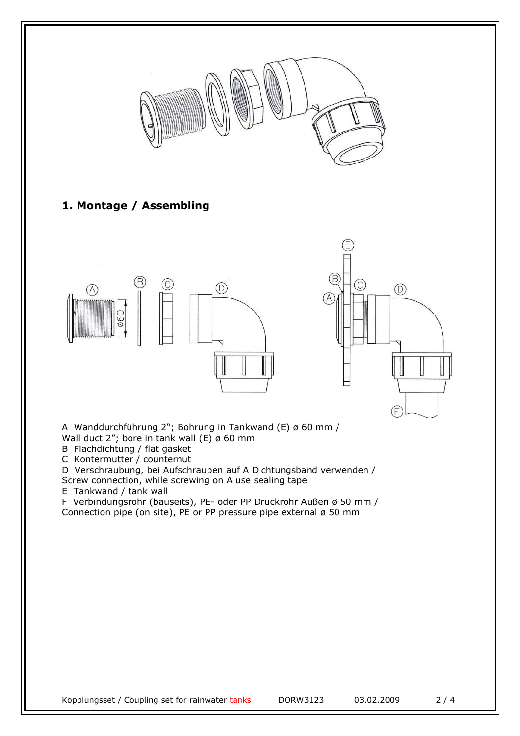## 1. Montage / Assembling

A Wanddurchführung 2"; Bohrung in Tankwand (E) ø 60 mm /
Wall duct 2"; bore in tank wall (E) ø 60 mm

B Flachdichtung / flat gasket

C Kontermutter / counternut

D Verschraubung, bei Aufschrauben auf A Dichtungsband verwenden /
Screw connection, while screwing on A use sealing tape

E Tankwand / tank wall

F Verbindungsrohr (bauseits), PE- oder PP Druckrohr Außen ø 50 mm /
Connection pipe (on site), PE or PP pressure pipe external ø 50 mm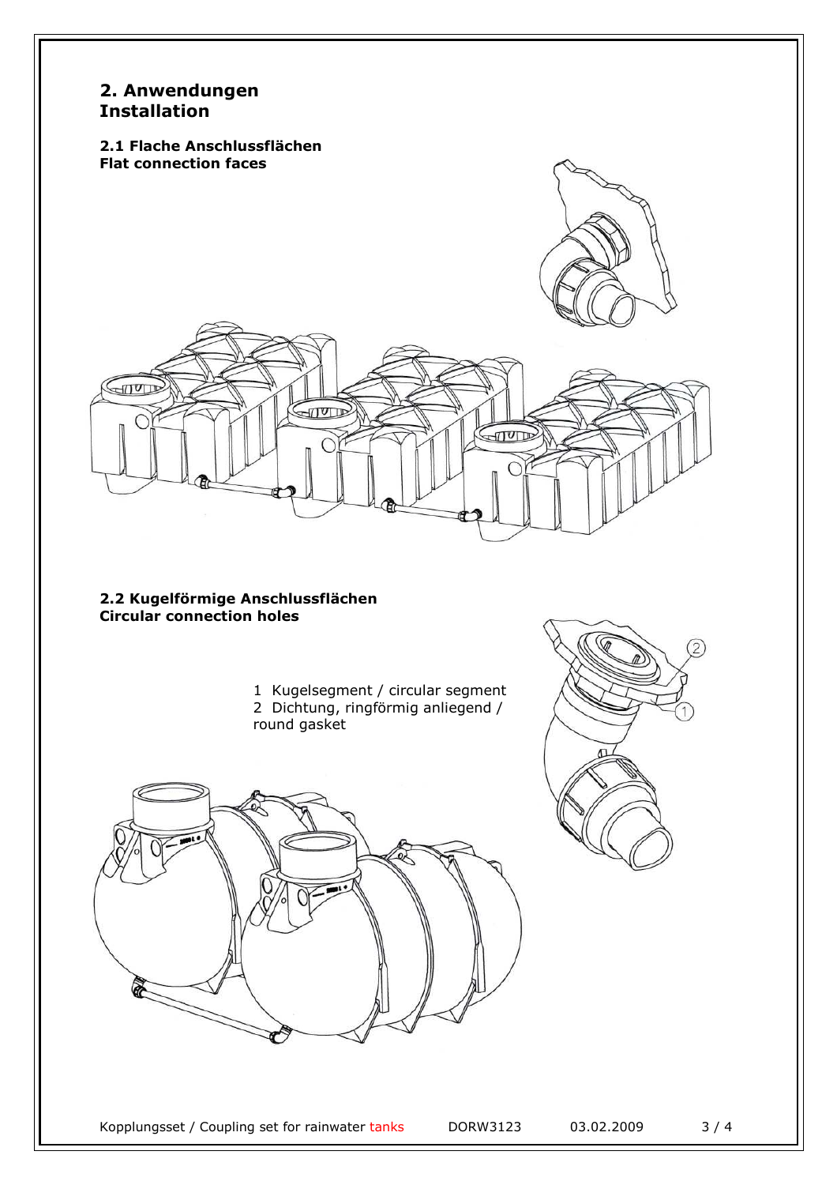## 2. Anwendungen
## Installation

### 2.1 Flache Anschlussflächen
### Flat connection faces

### 2.2 Kugelförmige Anschlussflächen
### Circular connection holes

1 Kugelsegment / circular segment
2 Dichtung, ringförmig anliegend / round gasket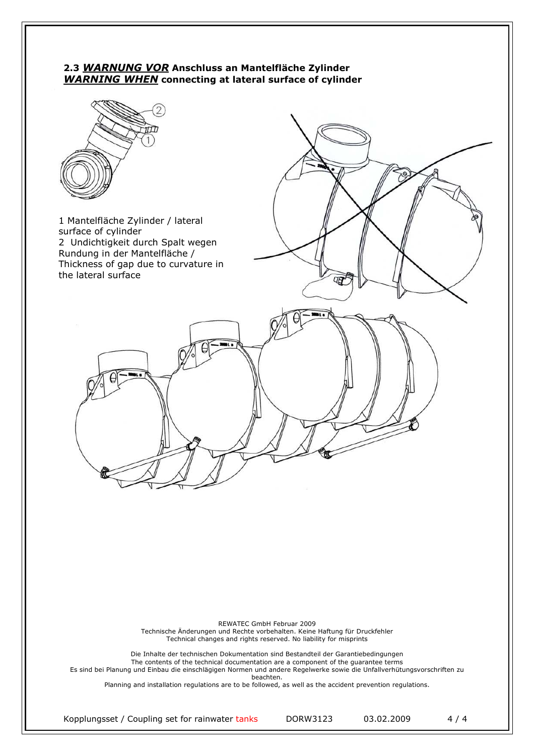## 2.3 ***WARNUNG VOR*** Anschluss an Mantelfläche Zylinder ***WARNING WHEN*** connecting at lateral surface of cylinder

1 Mantelfläche Zylinder / lateral surface of cylinder
2 Undichtigkeit durch Spalt wegen Rundung in der Mantelfläche / Thickness of gap due to curvature in the lateral surface

REWATEC GmbH Februar 2009
Technische Änderungen und Rechte vorbehalten. Keine Haftung für Druckfehler
Technical changes and rights reserved. No liability for misprints

Die Inhalte der technischen Dokumentation sind Bestandteil der Garantiebedingungen
The contents of the technical documentation are a component of the guarantee terms
Es sind bei Planung und Einbau die einschlägigen Normen und andere Regelwerke sowie die Unfallverhütungsvorschriften zu beachten.
Planning and installation regulations are to be followed, as well as the accident prevention regulations.